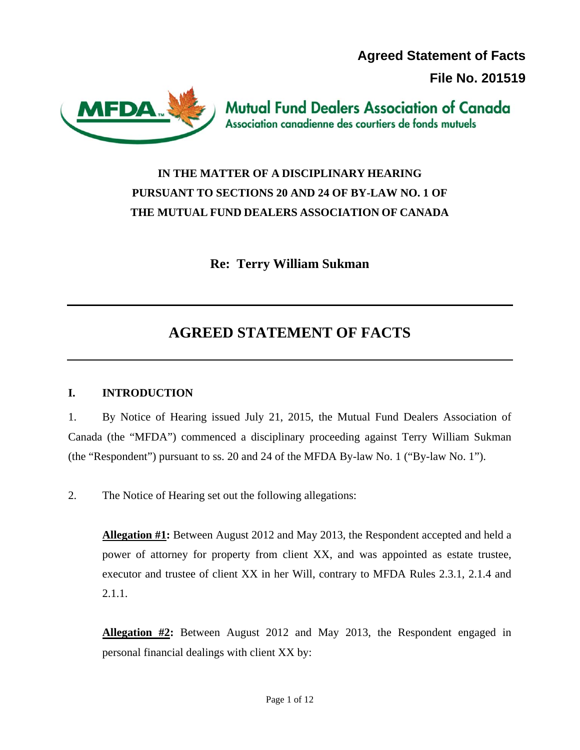**Agreed Statement of Facts**

**File No. 201519**

Mutual Fund Dealers Association of Canada
Association canadienne des courtiers de fonds mutuels

**IN THE MATTER OF A DISCIPLINARY HEARING PURSUANT TO SECTIONS 20 AND 24 OF BY-LAW NO. 1 OF THE MUTUAL FUND DEALERS ASSOCIATION OF CANADA**

**Re: Terry William Sukman**

---

# AGREED STATEMENT OF FACTS

---

## I. INTRODUCTION

1. By Notice of Hearing issued July 21, 2015, the Mutual Fund Dealers Association of Canada (the "MFDA") commenced a disciplinary proceeding against Terry William Sukman (the "Respondent") pursuant to ss. 20 and 24 of the MFDA By-law No. 1 ("By-law No. 1").

2. The Notice of Hearing set out the following allegations:

> **Allegation #1:** Between August 2012 and May 2013, the Respondent accepted and held a power of attorney for property from client XX, and was appointed as estate trustee, executor and trustee of client XX in her Will, contrary to MFDA Rules 2.3.1, 2.1.4 and 2.1.1.
>
> **Allegation #2:** Between August 2012 and May 2013, the Respondent engaged in personal financial dealings with client XX by: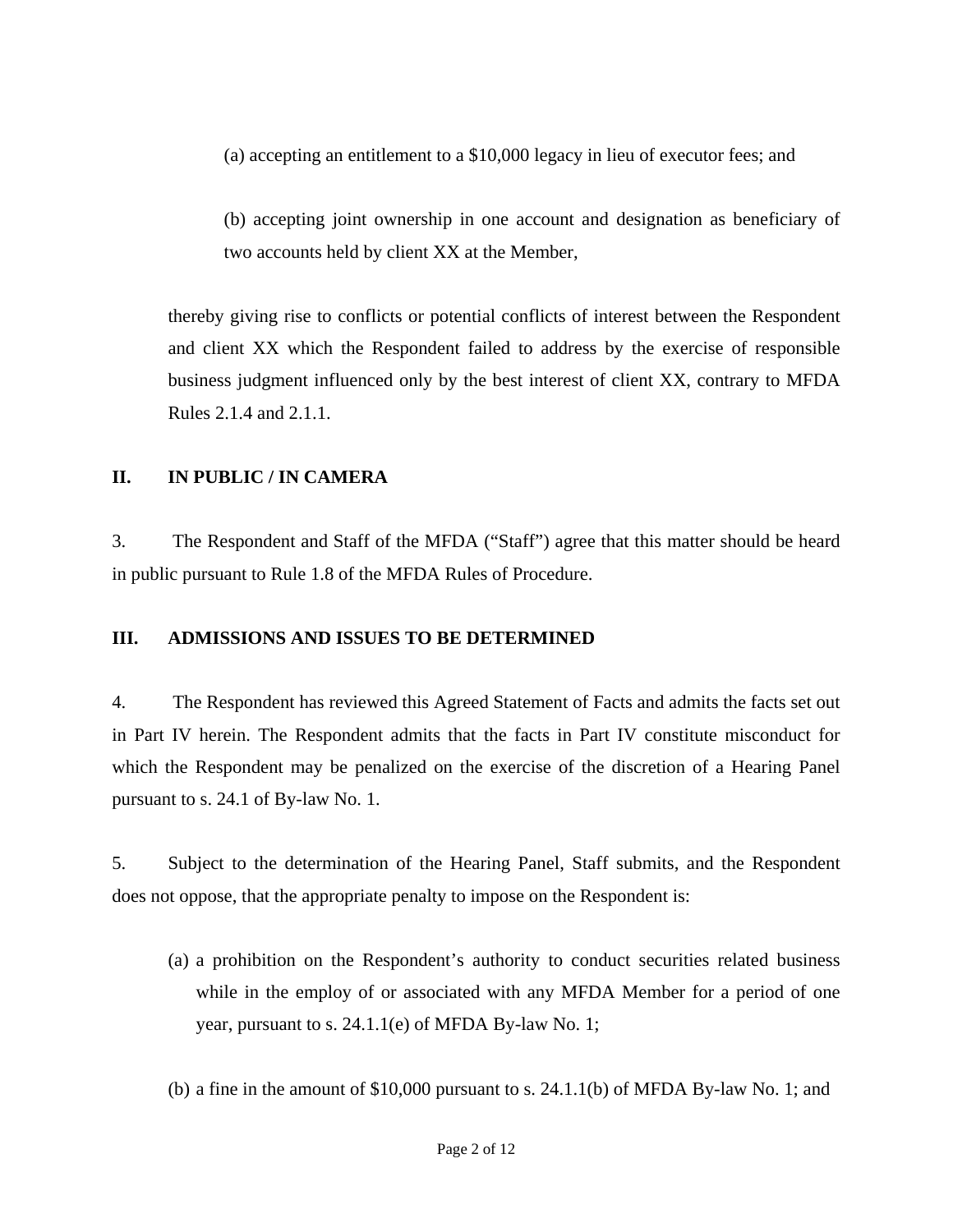(a) accepting an entitlement to a $10,000 legacy in lieu of executor fees; and

(b) accepting joint ownership in one account and designation as beneficiary of two accounts held by client XX at the Member,

thereby giving rise to conflicts or potential conflicts of interest between the Respondent and client XX which the Respondent failed to address by the exercise of responsible business judgment influenced only by the best interest of client XX, contrary to MFDA Rules 2.1.4 and 2.1.1.

## II. IN PUBLIC / IN CAMERA

3. The Respondent and Staff of the MFDA ("Staff") agree that this matter should be heard in public pursuant to Rule 1.8 of the MFDA Rules of Procedure.

## III. ADMISSIONS AND ISSUES TO BE DETERMINED

4. The Respondent has reviewed this Agreed Statement of Facts and admits the facts set out in Part IV herein. The Respondent admits that the facts in Part IV constitute misconduct for which the Respondent may be penalized on the exercise of the discretion of a Hearing Panel pursuant to s. 24.1 of By-law No. 1.

5. Subject to the determination of the Hearing Panel, Staff submits, and the Respondent does not oppose, that the appropriate penalty to impose on the Respondent is:

(a) a prohibition on the Respondent's authority to conduct securities related business while in the employ of or associated with any MFDA Member for a period of one year, pursuant to s. 24.1.1(e) of MFDA By-law No. 1;

(b) a fine in the amount of $10,000 pursuant to s. 24.1.1(b) of MFDA By-law No. 1; and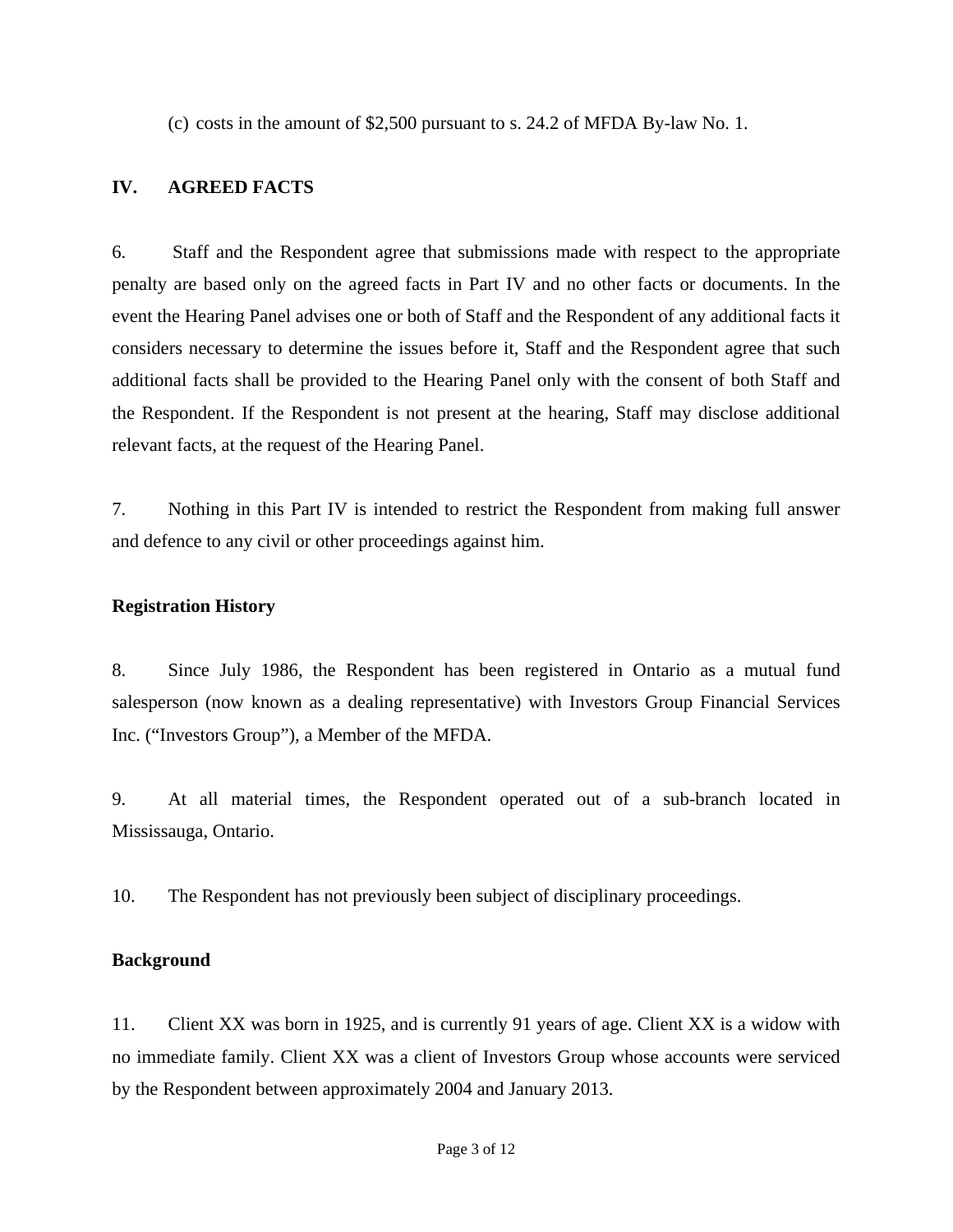(c) costs in the amount of $2,500 pursuant to s. 24.2 of MFDA By-law No. 1.

## IV. AGREED FACTS

6. Staff and the Respondent agree that submissions made with respect to the appropriate penalty are based only on the agreed facts in Part IV and no other facts or documents. In the event the Hearing Panel advises one or both of Staff and the Respondent of any additional facts it considers necessary to determine the issues before it, Staff and the Respondent agree that such additional facts shall be provided to the Hearing Panel only with the consent of both Staff and the Respondent. If the Respondent is not present at the hearing, Staff may disclose additional relevant facts, at the request of the Hearing Panel.

7. Nothing in this Part IV is intended to restrict the Respondent from making full answer and defence to any civil or other proceedings against him.

### Registration History

8. Since July 1986, the Respondent has been registered in Ontario as a mutual fund salesperson (now known as a dealing representative) with Investors Group Financial Services Inc. ("Investors Group"), a Member of the MFDA.

9. At all material times, the Respondent operated out of a sub-branch located in Mississauga, Ontario.

10. The Respondent has not previously been subject of disciplinary proceedings.

### Background

11. Client XX was born in 1925, and is currently 91 years of age. Client XX is a widow with no immediate family. Client XX was a client of Investors Group whose accounts were serviced by the Respondent between approximately 2004 and January 2013.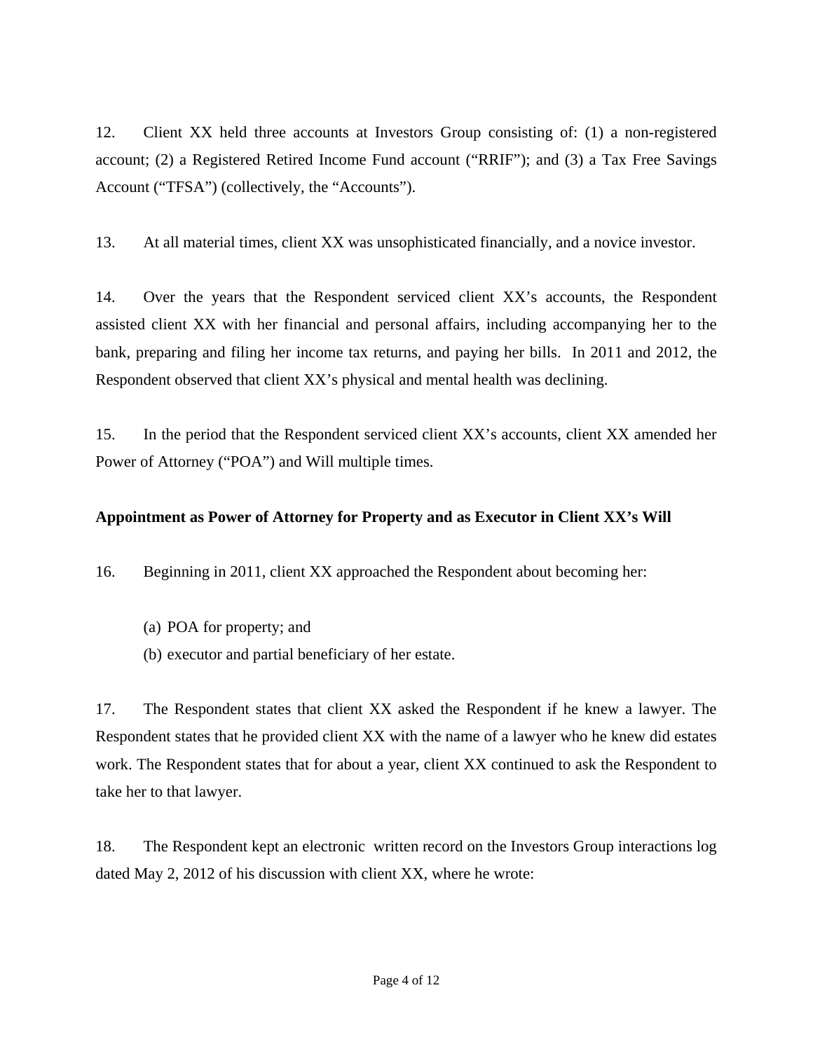12. Client XX held three accounts at Investors Group consisting of: (1) a non-registered account; (2) a Registered Retired Income Fund account ("RRIF"); and (3) a Tax Free Savings Account ("TFSA") (collectively, the "Accounts").

13. At all material times, client XX was unsophisticated financially, and a novice investor.

14. Over the years that the Respondent serviced client XX's accounts, the Respondent assisted client XX with her financial and personal affairs, including accompanying her to the bank, preparing and filing her income tax returns, and paying her bills. In 2011 and 2012, the Respondent observed that client XX's physical and mental health was declining.

15. In the period that the Respondent serviced client XX's accounts, client XX amended her Power of Attorney ("POA") and Will multiple times.

**Appointment as Power of Attorney for Property and as Executor in Client XX's Will**

16. Beginning in 2011, client XX approached the Respondent about becoming her:

(a) POA for property; and
(b) executor and partial beneficiary of her estate.

17. The Respondent states that client XX asked the Respondent if he knew a lawyer. The Respondent states that he provided client XX with the name of a lawyer who he knew did estates work. The Respondent states that for about a year, client XX continued to ask the Respondent to take her to that lawyer.

18. The Respondent kept an electronic written record on the Investors Group interactions log dated May 2, 2012 of his discussion with client XX, where he wrote: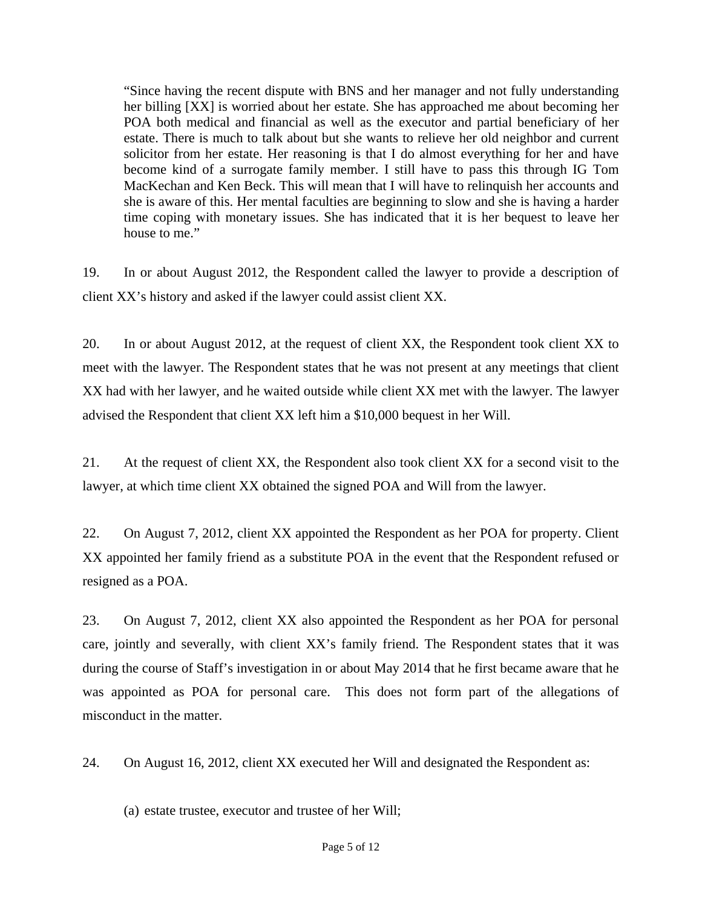> "Since having the recent dispute with BNS and her manager and not fully understanding her billing [XX] is worried about her estate. She has approached me about becoming her POA both medical and financial as well as the executor and partial beneficiary of her estate. There is much to talk about but she wants to relieve her old neighbor and current solicitor from her estate. Her reasoning is that I do almost everything for her and have become kind of a surrogate family member. I still have to pass this through IG Tom MacKechan and Ken Beck. This will mean that I will have to relinquish her accounts and she is aware of this. Her mental faculties are beginning to slow and she is having a harder time coping with monetary issues. She has indicated that it is her bequest to leave her house to me."

19. In or about August 2012, the Respondent called the lawyer to provide a description of client XX's history and asked if the lawyer could assist client XX.

20. In or about August 2012, at the request of client XX, the Respondent took client XX to meet with the lawyer. The Respondent states that he was not present at any meetings that client XX had with her lawyer, and he waited outside while client XX met with the lawyer. The lawyer advised the Respondent that client XX left him a $10,000 bequest in her Will.

21. At the request of client XX, the Respondent also took client XX for a second visit to the lawyer, at which time client XX obtained the signed POA and Will from the lawyer.

22. On August 7, 2012, client XX appointed the Respondent as her POA for property. Client XX appointed her family friend as a substitute POA in the event that the Respondent refused or resigned as a POA.

23. On August 7, 2012, client XX also appointed the Respondent as her POA for personal care, jointly and severally, with client XX's family friend. The Respondent states that it was during the course of Staff's investigation in or about May 2014 that he first became aware that he was appointed as POA for personal care. This does not form part of the allegations of misconduct in the matter.

24. On August 16, 2012, client XX executed her Will and designated the Respondent as:

(a) estate trustee, executor and trustee of her Will;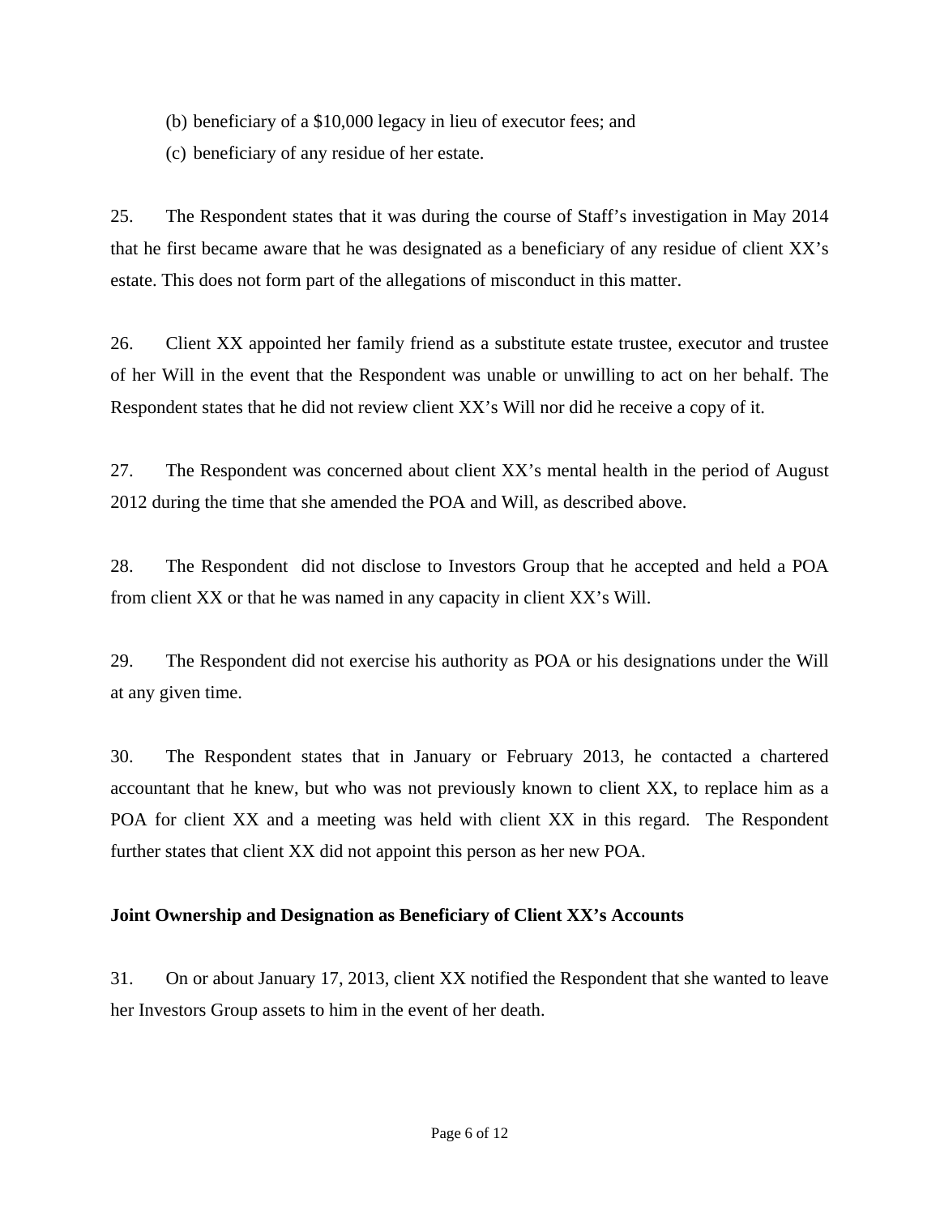(b) beneficiary of a $10,000 legacy in lieu of executor fees; and

(c) beneficiary of any residue of her estate.

25. The Respondent states that it was during the course of Staff's investigation in May 2014 that he first became aware that he was designated as a beneficiary of any residue of client XX's estate. This does not form part of the allegations of misconduct in this matter.

26. Client XX appointed her family friend as a substitute estate trustee, executor and trustee of her Will in the event that the Respondent was unable or unwilling to act on her behalf. The Respondent states that he did not review client XX's Will nor did he receive a copy of it.

27. The Respondent was concerned about client XX's mental health in the period of August 2012 during the time that she amended the POA and Will, as described above.

28. The Respondent did not disclose to Investors Group that he accepted and held a POA from client XX or that he was named in any capacity in client XX's Will.

29. The Respondent did not exercise his authority as POA or his designations under the Will at any given time.

30. The Respondent states that in January or February 2013, he contacted a chartered accountant that he knew, but who was not previously known to client XX, to replace him as a POA for client XX and a meeting was held with client XX in this regard. The Respondent further states that client XX did not appoint this person as her new POA.

**Joint Ownership and Designation as Beneficiary of Client XX's Accounts**

31. On or about January 17, 2013, client XX notified the Respondent that she wanted to leave her Investors Group assets to him in the event of her death.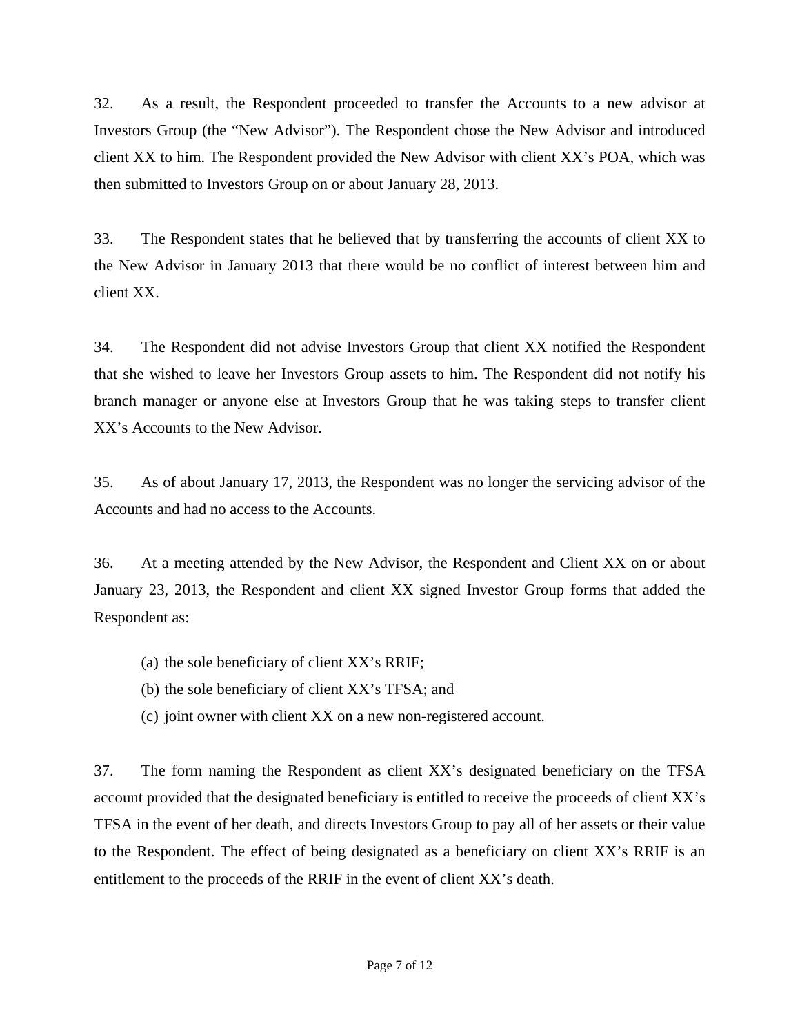32. As a result, the Respondent proceeded to transfer the Accounts to a new advisor at Investors Group (the "New Advisor"). The Respondent chose the New Advisor and introduced client XX to him. The Respondent provided the New Advisor with client XX's POA, which was then submitted to Investors Group on or about January 28, 2013.

33. The Respondent states that he believed that by transferring the accounts of client XX to the New Advisor in January 2013 that there would be no conflict of interest between him and client XX.

34. The Respondent did not advise Investors Group that client XX notified the Respondent that she wished to leave her Investors Group assets to him. The Respondent did not notify his branch manager or anyone else at Investors Group that he was taking steps to transfer client XX's Accounts to the New Advisor.

35. As of about January 17, 2013, the Respondent was no longer the servicing advisor of the Accounts and had no access to the Accounts.

36. At a meeting attended by the New Advisor, the Respondent and Client XX on or about January 23, 2013, the Respondent and client XX signed Investor Group forms that added the Respondent as:

(a) the sole beneficiary of client XX's RRIF;

(b) the sole beneficiary of client XX's TFSA; and

(c) joint owner with client XX on a new non-registered account.

37. The form naming the Respondent as client XX's designated beneficiary on the TFSA account provided that the designated beneficiary is entitled to receive the proceeds of client XX's TFSA in the event of her death, and directs Investors Group to pay all of her assets or their value to the Respondent. The effect of being designated as a beneficiary on client XX's RRIF is an entitlement to the proceeds of the RRIF in the event of client XX's death.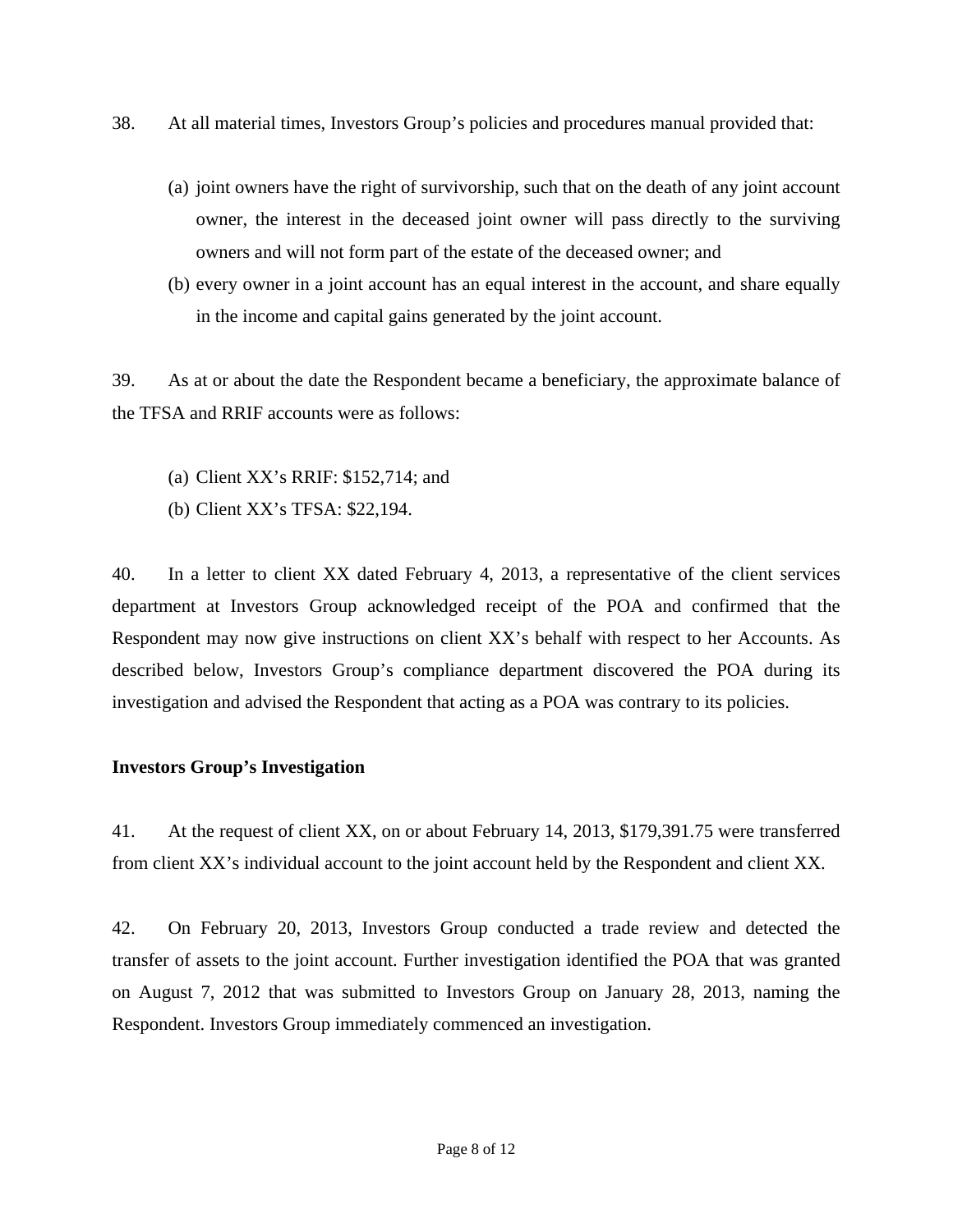38. At all material times, Investors Group's policies and procedures manual provided that:

(a) joint owners have the right of survivorship, such that on the death of any joint account owner, the interest in the deceased joint owner will pass directly to the surviving owners and will not form part of the estate of the deceased owner; and

(b) every owner in a joint account has an equal interest in the account, and share equally in the income and capital gains generated by the joint account.

39. As at or about the date the Respondent became a beneficiary, the approximate balance of the TFSA and RRIF accounts were as follows:

(a) Client XX's RRIF: $152,714; and

(b) Client XX's TFSA: $22,194.

40. In a letter to client XX dated February 4, 2013, a representative of the client services department at Investors Group acknowledged receipt of the POA and confirmed that the Respondent may now give instructions on client XX's behalf with respect to her Accounts. As described below, Investors Group's compliance department discovered the POA during its investigation and advised the Respondent that acting as a POA was contrary to its policies.

**Investors Group's Investigation**

41. At the request of client XX, on or about February 14, 2013, $179,391.75 were transferred from client XX's individual account to the joint account held by the Respondent and client XX.

42. On February 20, 2013, Investors Group conducted a trade review and detected the transfer of assets to the joint account. Further investigation identified the POA that was granted on August 7, 2012 that was submitted to Investors Group on January 28, 2013, naming the Respondent. Investors Group immediately commenced an investigation.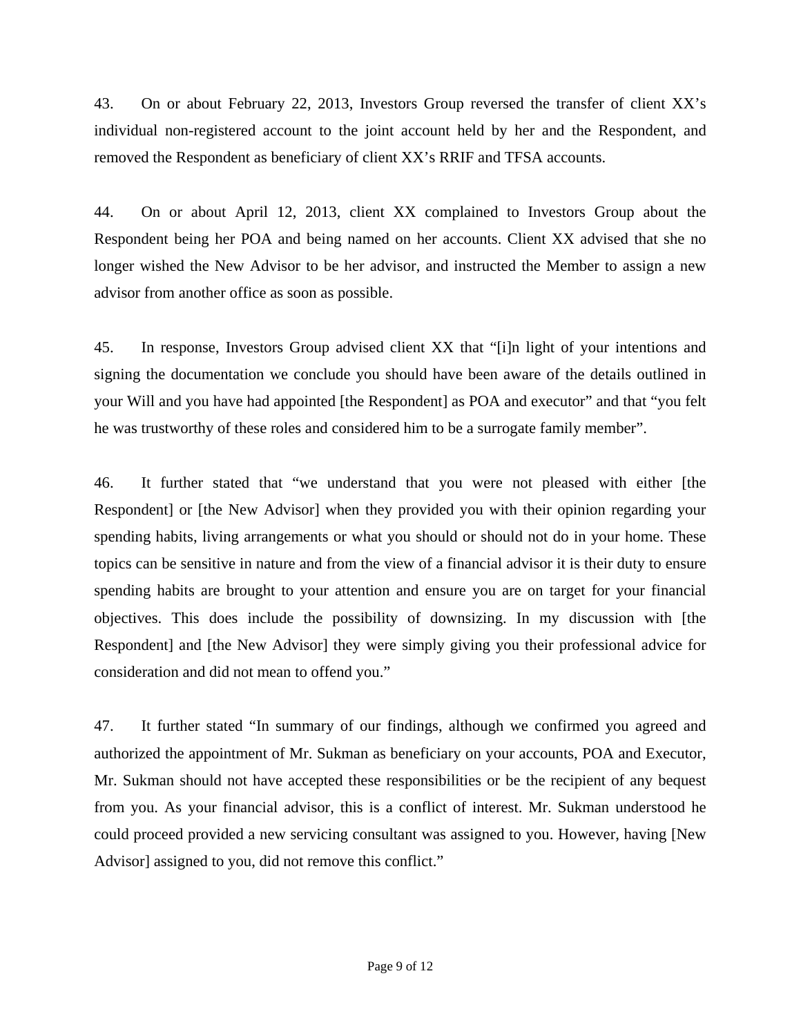43. On or about February 22, 2013, Investors Group reversed the transfer of client XX's individual non-registered account to the joint account held by her and the Respondent, and removed the Respondent as beneficiary of client XX's RRIF and TFSA accounts.

44. On or about April 12, 2013, client XX complained to Investors Group about the Respondent being her POA and being named on her accounts. Client XX advised that she no longer wished the New Advisor to be her advisor, and instructed the Member to assign a new advisor from another office as soon as possible.

45. In response, Investors Group advised client XX that "[i]n light of your intentions and signing the documentation we conclude you should have been aware of the details outlined in your Will and you have had appointed [the Respondent] as POA and executor" and that "you felt he was trustworthy of these roles and considered him to be a surrogate family member".

46. It further stated that "we understand that you were not pleased with either [the Respondent] or [the New Advisor] when they provided you with their opinion regarding your spending habits, living arrangements or what you should or should not do in your home. These topics can be sensitive in nature and from the view of a financial advisor it is their duty to ensure spending habits are brought to your attention and ensure you are on target for your financial objectives. This does include the possibility of downsizing. In my discussion with [the Respondent] and [the New Advisor] they were simply giving you their professional advice for consideration and did not mean to offend you."

47. It further stated "In summary of our findings, although we confirmed you agreed and authorized the appointment of Mr. Sukman as beneficiary on your accounts, POA and Executor, Mr. Sukman should not have accepted these responsibilities or be the recipient of any bequest from you. As your financial advisor, this is a conflict of interest. Mr. Sukman understood he could proceed provided a new servicing consultant was assigned to you. However, having [New Advisor] assigned to you, did not remove this conflict."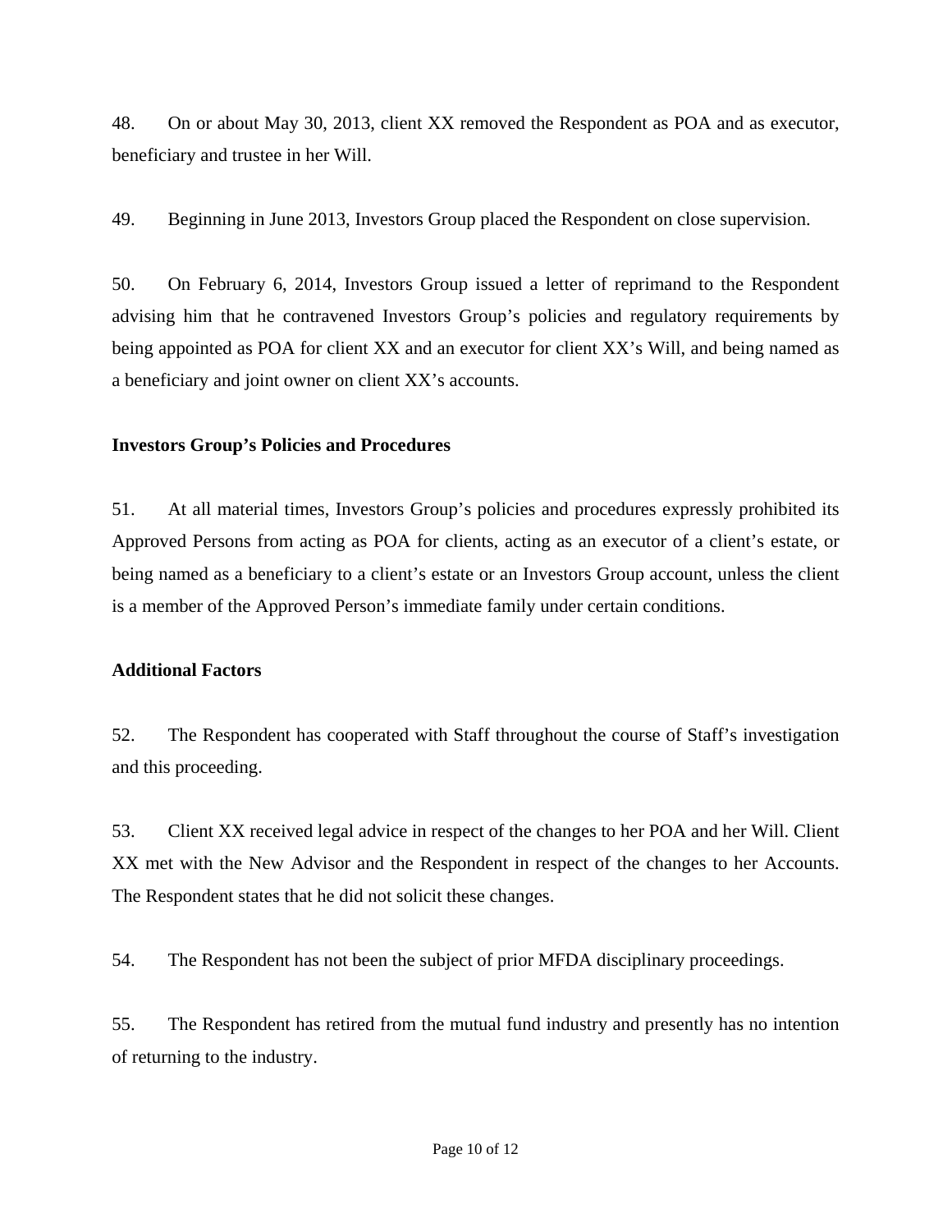48. On or about May 30, 2013, client XX removed the Respondent as POA and as executor, beneficiary and trustee in her Will.

49. Beginning in June 2013, Investors Group placed the Respondent on close supervision.

50. On February 6, 2014, Investors Group issued a letter of reprimand to the Respondent advising him that he contravened Investors Group's policies and regulatory requirements by being appointed as POA for client XX and an executor for client XX's Will, and being named as a beneficiary and joint owner on client XX's accounts.

**Investors Group's Policies and Procedures**

51. At all material times, Investors Group's policies and procedures expressly prohibited its Approved Persons from acting as POA for clients, acting as an executor of a client's estate, or being named as a beneficiary to a client's estate or an Investors Group account, unless the client is a member of the Approved Person's immediate family under certain conditions.

**Additional Factors**

52. The Respondent has cooperated with Staff throughout the course of Staff's investigation and this proceeding.

53. Client XX received legal advice in respect of the changes to her POA and her Will. Client XX met with the New Advisor and the Respondent in respect of the changes to her Accounts. The Respondent states that he did not solicit these changes.

54. The Respondent has not been the subject of prior MFDA disciplinary proceedings.

55. The Respondent has retired from the mutual fund industry and presently has no intention of returning to the industry.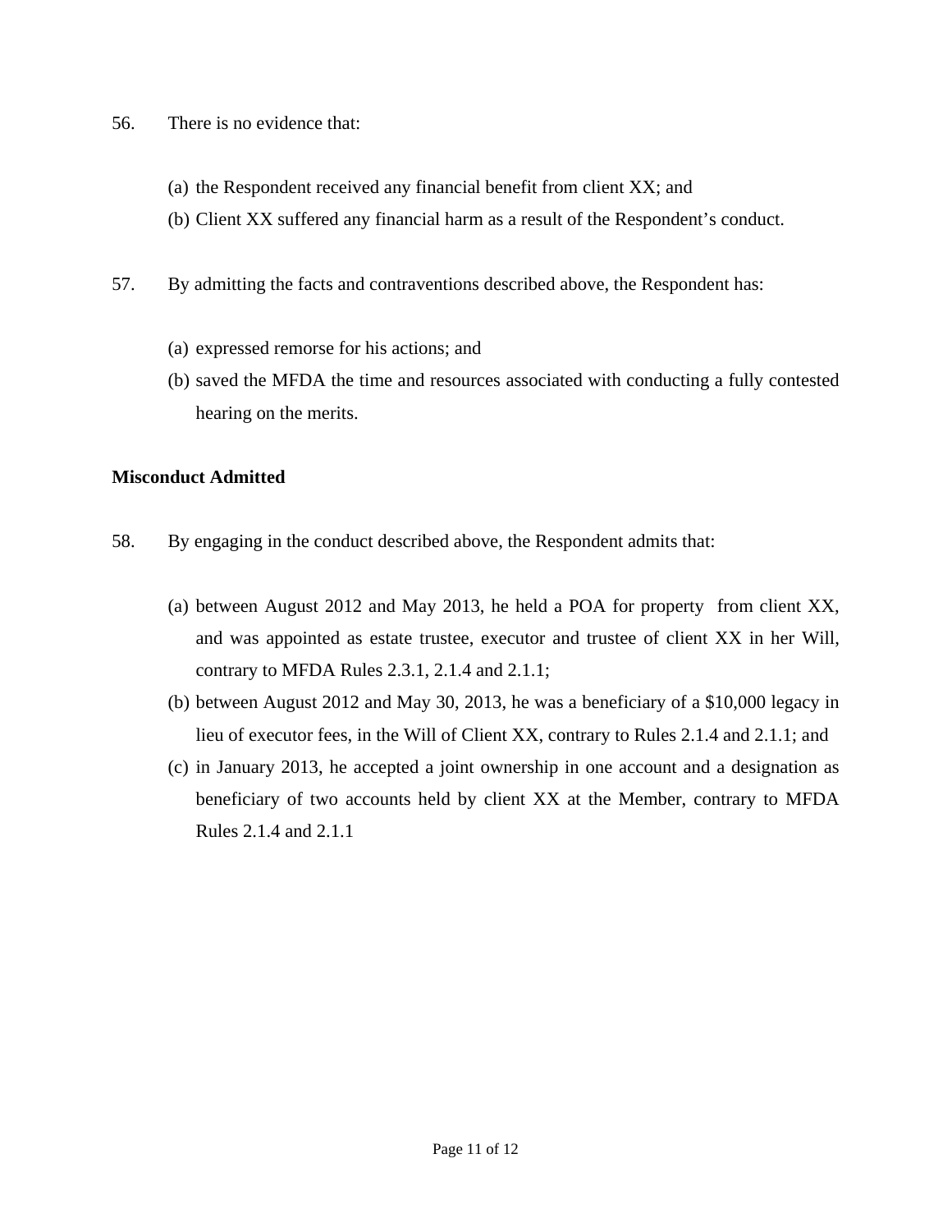56. There is no evidence that:

(a) the Respondent received any financial benefit from client XX; and

(b) Client XX suffered any financial harm as a result of the Respondent's conduct.

57. By admitting the facts and contraventions described above, the Respondent has:

(a) expressed remorse for his actions; and

(b) saved the MFDA the time and resources associated with conducting a fully contested hearing on the merits.

**Misconduct Admitted**

58. By engaging in the conduct described above, the Respondent admits that:

(a) between August 2012 and May 2013, he held a POA for property from client XX, and was appointed as estate trustee, executor and trustee of client XX in her Will, contrary to MFDA Rules 2.3.1, 2.1.4 and 2.1.1;

(b) between August 2012 and May 30, 2013, he was a beneficiary of a $10,000 legacy in lieu of executor fees, in the Will of Client XX, contrary to Rules 2.1.4 and 2.1.1; and

(c) in January 2013, he accepted a joint ownership in one account and a designation as beneficiary of two accounts held by client XX at the Member, contrary to MFDA Rules 2.1.4 and 2.1.1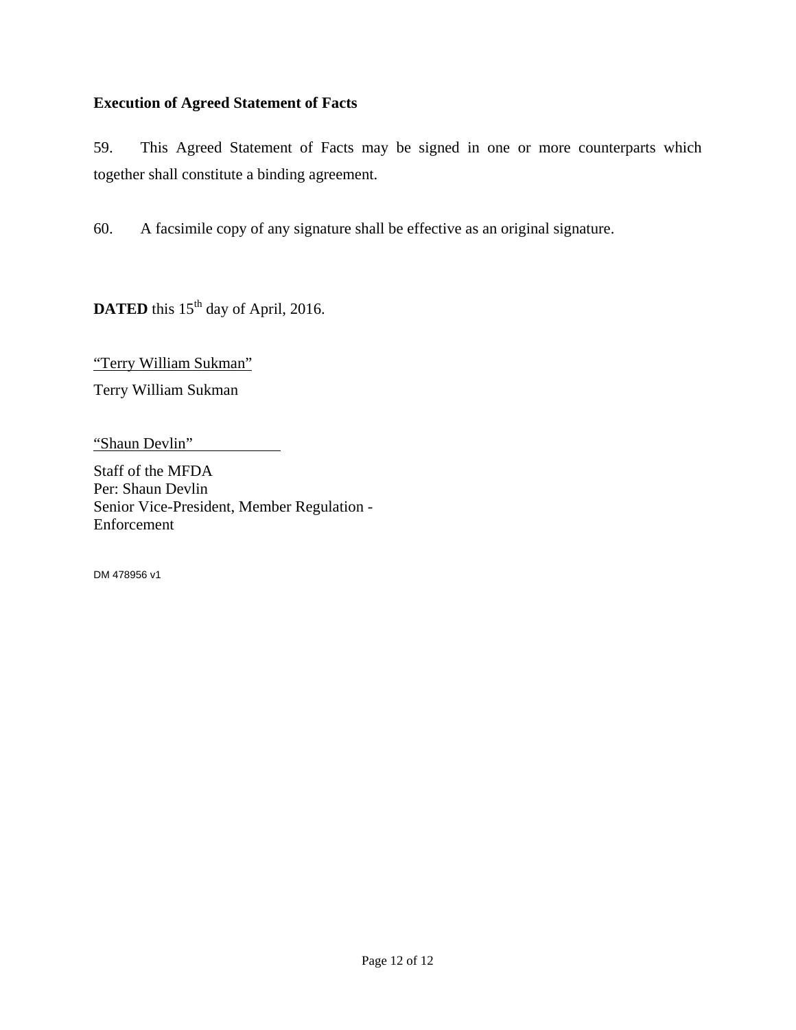**Execution of Agreed Statement of Facts**

59. This Agreed Statement of Facts may be signed in one or more counterparts which together shall constitute a binding agreement.

60. A facsimile copy of any signature shall be effective as an original signature.

**DATED** this 15th day of April, 2016.

"Terry William Sukman"
Terry William Sukman

"Shaun Devlin"
Staff of the MFDA
Per: Shaun Devlin
Senior Vice-President, Member Regulation - Enforcement

DM 478956 v1